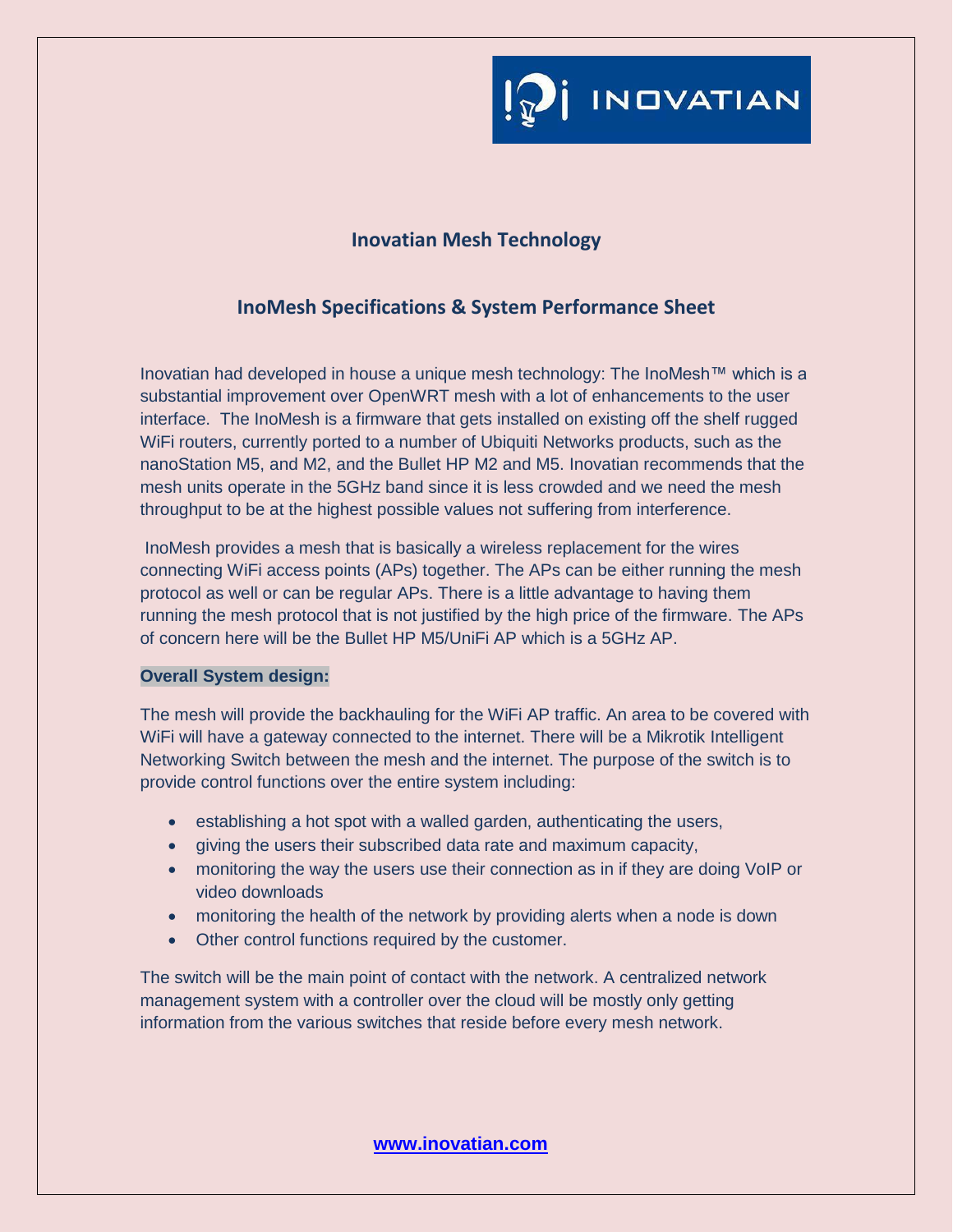# Inovatian Mesh Technology

## InoMesh Specifications & System Performance Sheet

Inovatian had developed in house a unique mesh technology: The InoMesh™ which is a substantial improvement over OpenWRT mesh with a lot of enhancements to the user interface. The InoMesh is a firmware that gets installed on existing off the shelf rugged WiFi routers, currently ported to a number of Ubiquiti Networks products, such as the nanoStation M5, and M2, and the Bullet HP M2 and M5. Inovatian recommends that the mesh units operate in the 5GHz band since it is less crowded and we need the mesh throughput to be at the highest possible values not suffering from interference.

InoMesh provides a mesh that is basically a wireless replacement for the wires connecting WiFi access points (APs) together. The APs can be either running the mesh protocol as well or can be regular APs. There is a little advantage to having them running the mesh protocol that is not justified by the high price of the firmware. The APs of concern here will be the Bullet HP M5/UniFi AP which is a 5GHz AP.

**Overall System design:**

The mesh will provide the backhauling for the WiFi AP traffic. An area to be covered with WiFi will have a gateway connected to the internet. There will be a Mikrotik Intelligent Networking Switch between the mesh and the internet. The purpose of the switch is to provide control functions over the entire system including:

- establishing a hot spot with a walled garden, authenticating the users,
- giving the users their subscribed data rate and maximum capacity,
- monitoring the way the users use their connection as in if they are doing VoIP or video downloads
- monitoring the health of the network by providing alerts when a node is down
- Other control functions required by the customer.

The switch will be the main point of contact with the network. A centralized network management system with a controller over the cloud will be mostly only getting information from the various switches that reside before every mesh network.

www.inovatian.com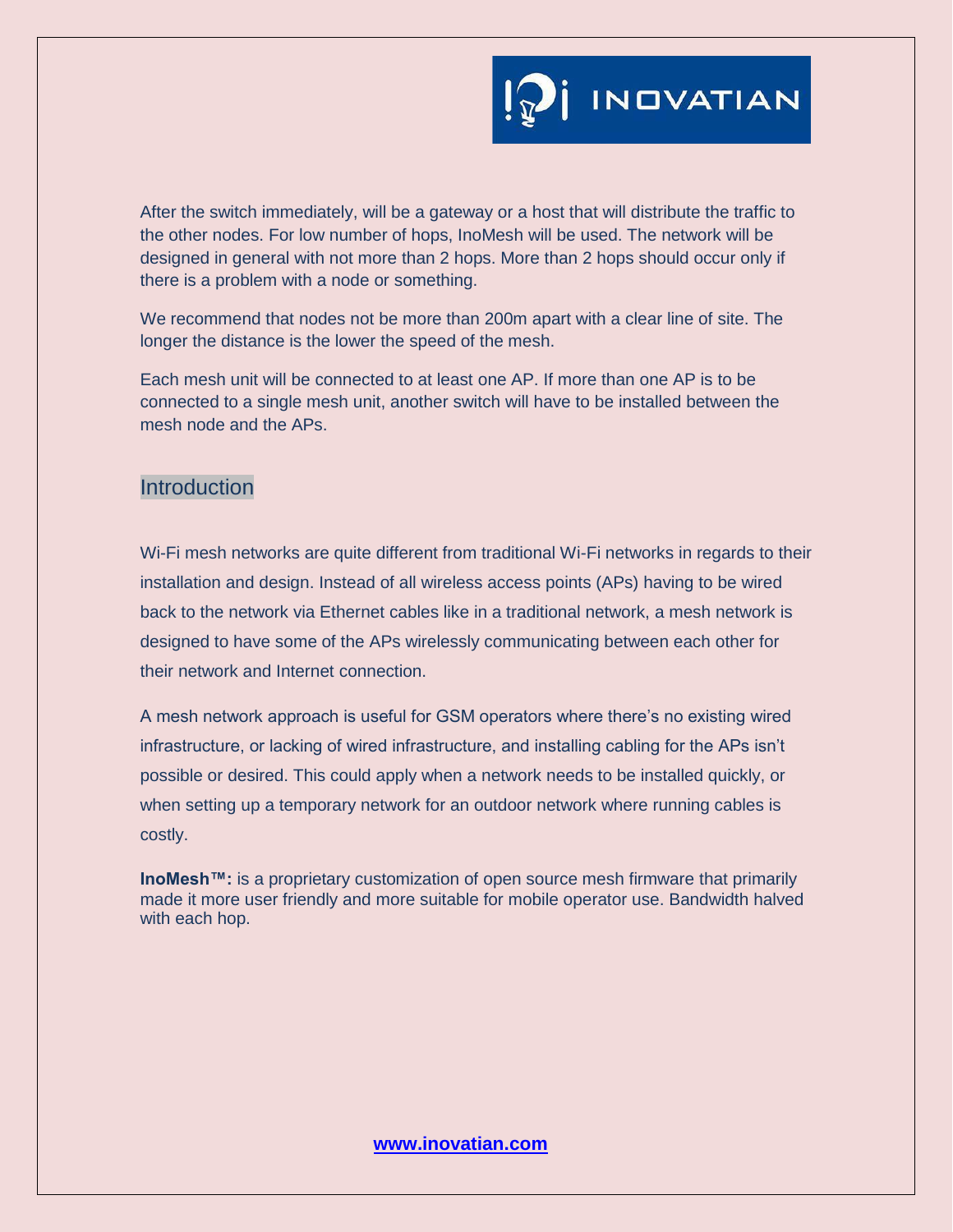After the switch immediately, will be a gateway or a host that will distribute the traffic to the other nodes. For low number of hops, InoMesh will be used. The network will be designed in general with not more than 2 hops. More than 2 hops should occur only if there is a problem with a node or something.

We recommend that nodes not be more than 200m apart with a clear line of site. The longer the distance is the lower the speed of the mesh.

Each mesh unit will be connected to at least one AP. If more than one AP is to be connected to a single mesh unit, another switch will have to be installed between the mesh node and the APs.

## Introduction

Wi-Fi mesh networks are quite different from traditional Wi-Fi networks in regards to their installation and design. Instead of all wireless access points (APs) having to be wired back to the network via Ethernet cables like in a traditional network, a mesh network is designed to have some of the APs wirelessly communicating between each other for their network and Internet connection.

A mesh network approach is useful for GSM operators where there's no existing wired infrastructure, or lacking of wired infrastructure, and installing cabling for the APs isn't possible or desired. This could apply when a network needs to be installed quickly, or when setting up a temporary network for an outdoor network where running cables is costly.

**InoMesh™:** is a proprietary customization of open source mesh firmware that primarily made it more user friendly and more suitable for mobile operator use. Bandwidth halved with each hop.

[www.inovatian.com](http://www.inovatian.com)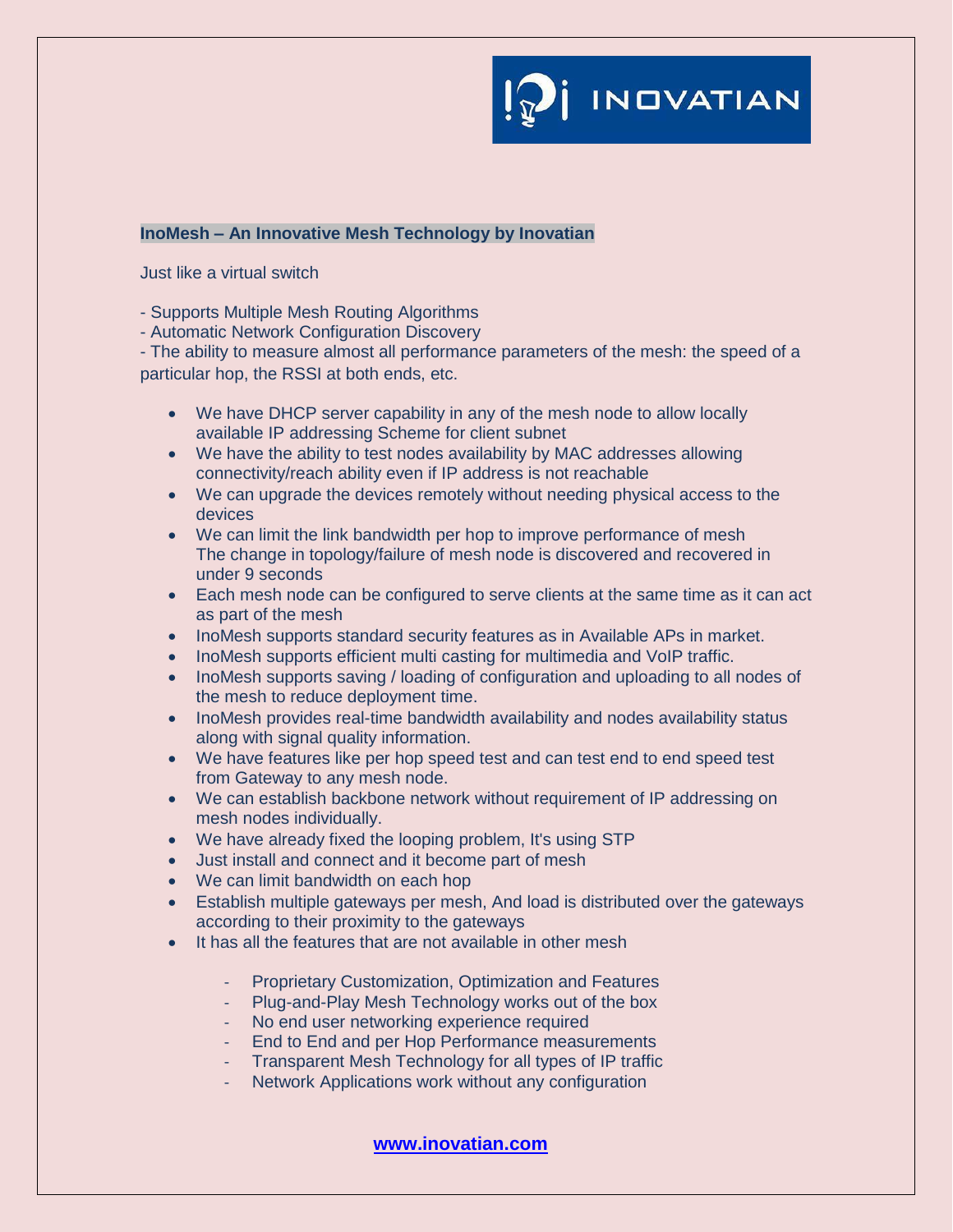**InoMesh – An Innovative Mesh Technology by Inovatian**

Just like a virtual switch

- Supports Multiple Mesh Routing Algorithms
- Automatic Network Configuration Discovery
- The ability to measure almost all performance parameters of the mesh: the speed of a particular hop, the RSSI at both ends, etc.

- We have DHCP server capability in any of the mesh node to allow locally available IP addressing Scheme for client subnet
- We have the ability to test nodes availability by MAC addresses allowing connectivity/reach ability even if IP address is not reachable
- We can upgrade the devices remotely without needing physical access to the devices
- We can limit the link bandwidth per hop to improve performance of mesh The change in topology/failure of mesh node is discovered and recovered in under 9 seconds
- Each mesh node can be configured to serve clients at the same time as it can act as part of the mesh
- InoMesh supports standard security features as in Available APs in market.
- InoMesh supports efficient multi casting for multimedia and VoIP traffic.
- InoMesh supports saving / loading of configuration and uploading to all nodes of the mesh to reduce deployment time.
- InoMesh provides real-time bandwidth availability and nodes availability status along with signal quality information.
- We have features like per hop speed test and can test end to end speed test from Gateway to any mesh node.
- We can establish backbone network without requirement of IP addressing on mesh nodes individually.
- We have already fixed the looping problem, It's using STP
- Just install and connect and it become part of mesh
- We can limit bandwidth on each hop
- Establish multiple gateways per mesh, And load is distributed over the gateways according to their proximity to the gateways
- It has all the features that are not available in other mesh
  - Proprietary Customization, Optimization and Features
  - Plug-and-Play Mesh Technology works out of the box
  - No end user networking experience required
  - End to End and per Hop Performance measurements
  - Transparent Mesh Technology for all types of IP traffic
  - Network Applications work without any configuration

**www.inovatian.com**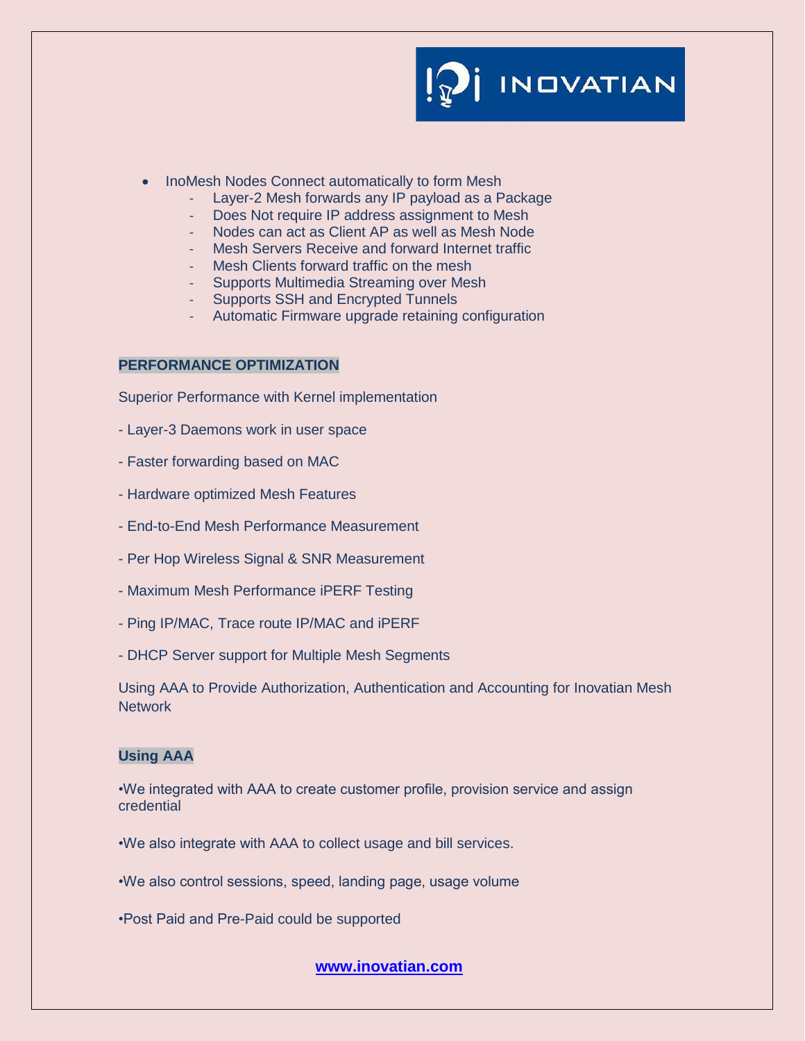- InoMesh Nodes Connect automatically to form Mesh
    - Layer-2 Mesh forwards any IP payload as a Package
    - Does Not require IP address assignment to Mesh
    - Nodes can act as Client AP as well as Mesh Node
    - Mesh Servers Receive and forward Internet traffic
    - Mesh Clients forward traffic on the mesh
    - Supports Multimedia Streaming over Mesh
    - Supports SSH and Encrypted Tunnels
    - Automatic Firmware upgrade retaining configuration

**PERFORMANCE OPTIMIZATION**

Superior Performance with Kernel implementation

- Layer-3 Daemons work in user space

- Faster forwarding based on MAC

- Hardware optimized Mesh Features

- End-to-End Mesh Performance Measurement

- Per Hop Wireless Signal & SNR Measurement

- Maximum Mesh Performance iPERF Testing

- Ping IP/MAC, Trace route IP/MAC and iPERF

- DHCP Server support for Multiple Mesh Segments

Using AAA to Provide Authorization, Authentication and Accounting for Inovatian Mesh Network

**Using AAA**

•We integrated with AAA to create customer profile, provision service and assign credential

•We also integrate with AAA to collect usage and bill services.

•We also control sessions, speed, landing page, usage volume

•Post Paid and Pre-Paid could be supported

**www.inovatian.com**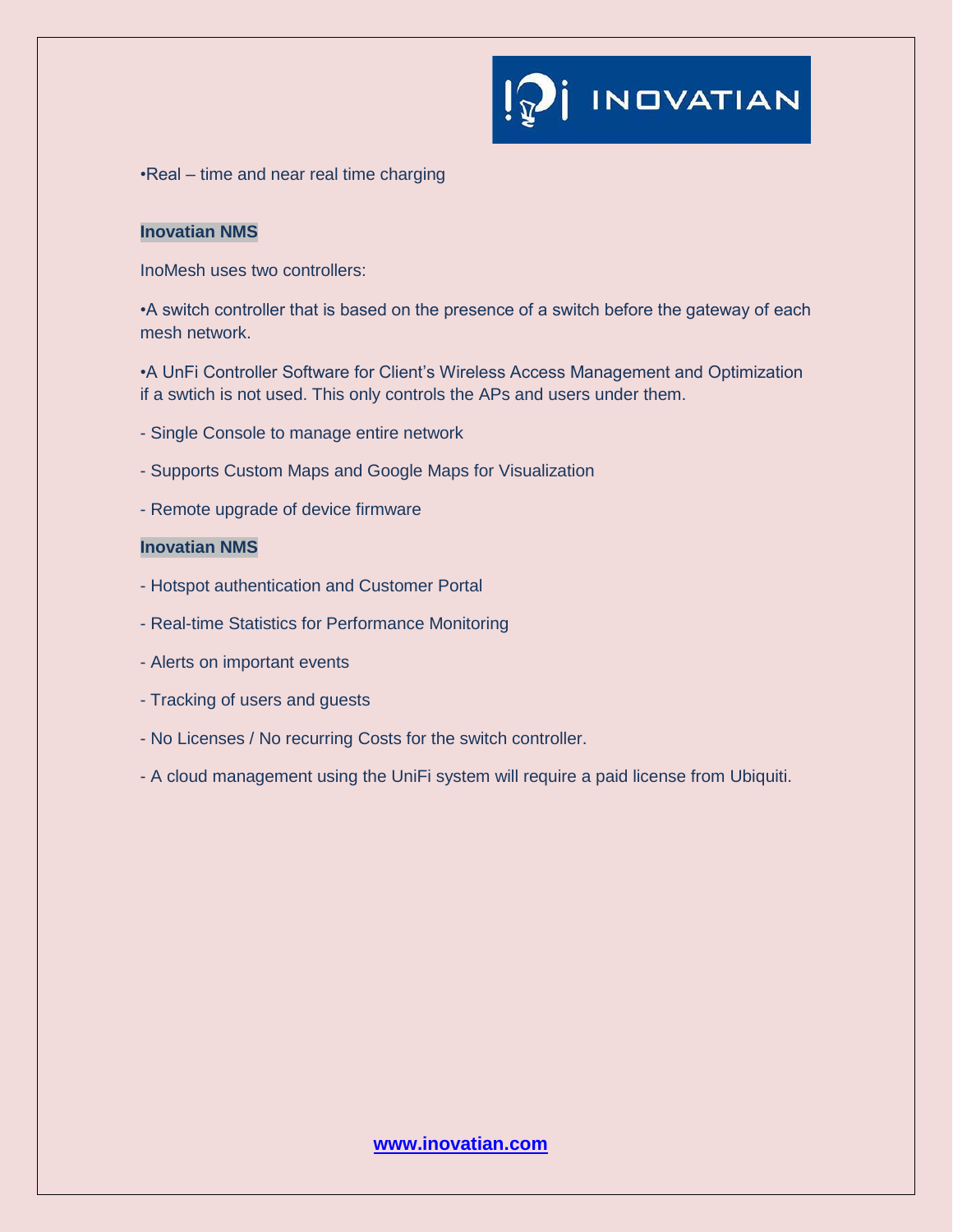•Real – time and near real time charging

**Inovatian NMS**

InoMesh uses two controllers:

•A switch controller that is based on the presence of a switch before the gateway of each mesh network.

•A UnFi Controller Software for Client's Wireless Access Management and Optimization if a swtich is not used. This only controls the APs and users under them.

- Single Console to manage entire network

- Supports Custom Maps and Google Maps for Visualization

- Remote upgrade of device firmware

**Inovatian NMS**

- Hotspot authentication and Customer Portal

- Real-time Statistics for Performance Monitoring

- Alerts on important events

- Tracking of users and guests

- No Licenses / No recurring Costs for the switch controller.

- A cloud management using the UniFi system will require a paid license from Ubiquiti.

**www.inovatian.com**